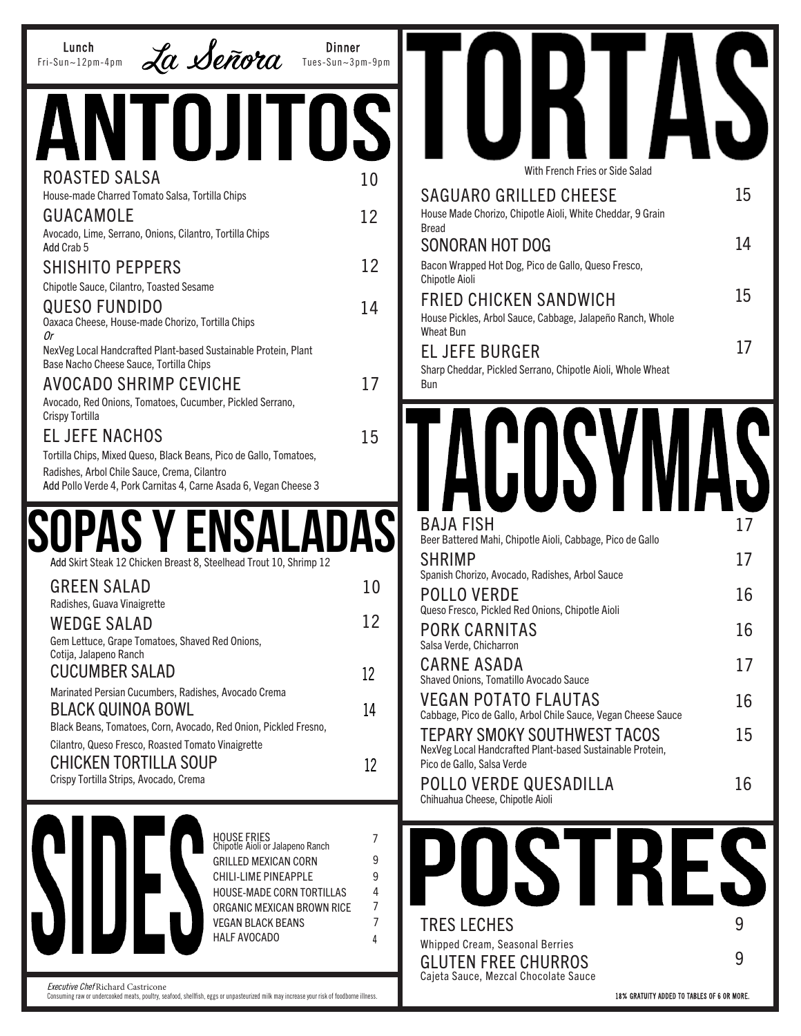Lunch
Fri-Sun~12pm-4pm

# La Señora

Dinner
Tues-Sun~3pm-9pm

## ANTOJITOS

**ROASTED SALSA** 10
House-made Charred Tomato Salsa, Tortilla Chips

**GUACAMOLE** 12
Avocado, Lime, Serrano, Onions, Cilantro, Tortilla Chips
Add Crab 5

**SHISHITO PEPPERS** 12
Chipotle Sauce, Cilantro, Toasted Sesame

**QUESO FUNDIDO** 14
Oaxaca Cheese, House-made Chorizo, Tortilla Chips
*Or*
NexVeg Local Handcrafted Plant-based Sustainable Protein, Plant Base Nacho Cheese Sauce, Tortilla Chips

**AVOCADO SHRIMP CEVICHE** 17
Avocado, Red Onions, Tomatoes, Cucumber, Pickled Serrano, Crispy Tortilla

**EL JEFE NACHOS** 15
Tortilla Chips, Mixed Queso, Black Beans, Pico de Gallo, Tomatoes, Radishes, Arbol Chile Sauce, Crema, Cilantro
Add Pollo Verde 4, Pork Carnitas 4, Carne Asada 6, Vegan Cheese 3

## SOPAS Y ENSALADAS

Add Skirt Steak 12 Chicken Breast 8, Steelhead Trout 10, Shrimp 12

**GREEN SALAD** 10
Radishes, Guava Vinaigrette

**WEDGE SALAD** 12
Gem Lettuce, Grape Tomatoes, Shaved Red Onions, Cotija, Jalapeno Ranch

**CUCUMBER SALAD** 12
Marinated Persian Cucumbers, Radishes, Avocado Crema

**BLACK QUINOA BOWL** 14
Black Beans, Tomatoes, Corn, Avocado, Red Onion, Pickled Fresno, Cilantro, Queso Fresco, Roasted Tomato Vinaigrette

**CHICKEN TORTILLA SOUP** 12
Crispy Tortilla Strips, Avocado, Crema

## SIDES

- HOUSE FRIES 7
  Chipotle Aioli or Jalapeno Ranch
- GRILLED MEXICAN CORN 9
- CHILI-LIME PINEAPPLE 9
- HOUSE-MADE CORN TORTILLAS 4
- ORGANIC MEXICAN BROWN RICE 7
- VEGAN BLACK BEANS 7
- HALF AVOCADO 4

## TORTAS

With French Fries or Side Salad

**SAGUARO GRILLED CHEESE** 15
House Made Chorizo, Chipotle Aioli, White Cheddar, 9 Grain Bread

**SONORAN HOT DOG** 14
Bacon Wrapped Hot Dog, Pico de Gallo, Queso Fresco, Chipotle Aioli

**FRIED CHICKEN SANDWICH** 15
House Pickles, Arbol Sauce, Cabbage, Jalapeño Ranch, Whole Wheat Bun

**EL JEFE BURGER** 17
Sharp Cheddar, Pickled Serrano, Chipotle Aioli, Whole Wheat Bun

## TACOSYMAS

**BAJA FISH** 17
Beer Battered Mahi, Chipotle Aioli, Cabbage, Pico de Gallo

**SHRIMP** 17
Spanish Chorizo, Avocado, Radishes, Arbol Sauce

**POLLO VERDE** 16
Queso Fresco, Pickled Red Onions, Chipotle Aioli

**PORK CARNITAS** 16
Salsa Verde, Chicharron

**CARNE ASADA** 17
Shaved Onions, Tomatillo Avocado Sauce

**VEGAN POTATO FLAUTAS** 16
Cabbage, Pico de Gallo, Arbol Chile Sauce, Vegan Cheese Sauce

**TEPARY SMOKY SOUTHWEST TACOS** 15
NexVeg Local Handcrafted Plant-based Sustainable Protein, Pico de Gallo, Salsa Verde

**POLLO VERDE QUESADILLA** 16
Chihuahua Cheese, Chipotle Aioli

## POSTRES

**TRES LECHES** 9
Whipped Cream, Seasonal Berries

**GLUTEN FREE CHURROS** 9
Cajeta Sauce, Mezcal Chocolate Sauce

*Executive Chef* Richard Castricone
Consuming raw or undercooked meats, poultry, seafood, shellfish, eggs or unpasteurized milk may increase your risk of foodborne illness.

18% GRATUITY ADDED TO TABLES OF 6 OR MORE.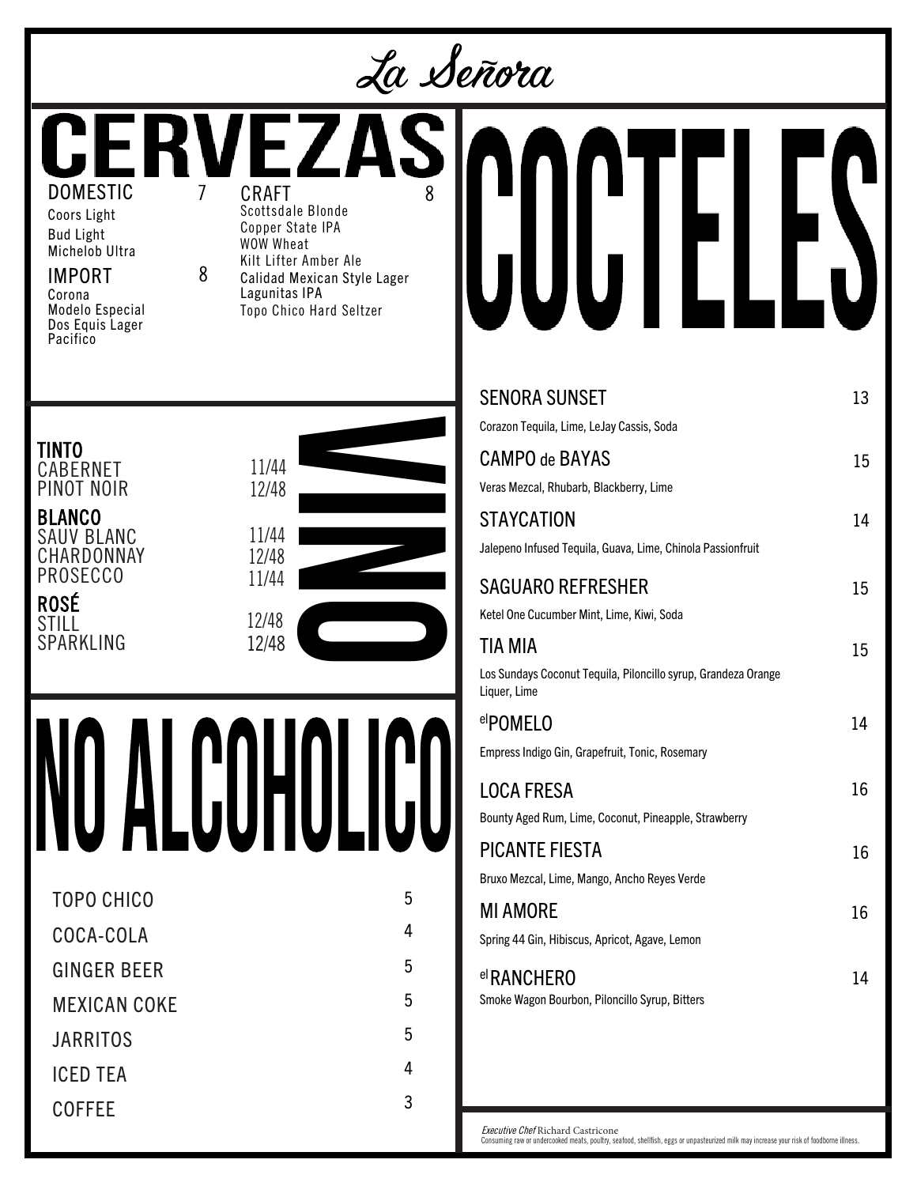# La Señora

## CERVEZAS

### DOMESTIC 7

Coors Light
Bud Light
Michelob Ultra

### IMPORT 8

Corona
Modelo Especial
Dos Equis Lager
Pacifico

### CRAFT 8

Scottsdale Blonde
Copper State IPA
WOW Wheat
Kilt Lifter Amber Ale
Calidad Mexican Style Lager
Lagunitas IPA
Topo Chico Hard Seltzer

## VINO

| | |
|---|---|
| **TINTO** | |
| CABERNET | 11/44 |
| PINOT NOIR | 12/48 |
| **BLANCO** | |
| SAUV BLANC | 11/44 |
| CHARDONNAY | 12/48 |
| PROSECCO | 11/44 |
| **ROSÉ** | |
| STILL | 12/48 |
| SPARKLING | 12/48 |

## NO ALCOHOLICO

| | |
|---|---|
| TOPO CHICO | 5 |
| COCA-COLA | 4 |
| GINGER BEER | 5 |
| MEXICAN COKE | 5 |
| JARRITOS | 5 |
| ICED TEA | 4 |
| COFFEE | 3 |

## COCTELES

**SENORA SUNSET** 13
Corazon Tequila, Lime, LeJay Cassis, Soda

**CAMPO de BAYAS** 15
Veras Mezcal, Rhubarb, Blackberry, Lime

**STAYCATION** 14
Jalepeno Infused Tequila, Guava, Lime, Chinola Passionfruit

**SAGUARO REFRESHER** 15
Ketel One Cucumber Mint, Lime, Kiwi, Soda

**TIA MIA** 15
Los Sundays Coconut Tequila, Piloncillo syrup, Grandeza Orange Liquer, Lime

**el POMELO** 14
Empress Indigo Gin, Grapefruit, Tonic, Rosemary

**LOCA FRESA** 16
Bounty Aged Rum, Lime, Coconut, Pineapple, Strawberry

**PICANTE FIESTA** 16
Bruxo Mezcal, Lime, Mango, Ancho Reyes Verde

**MI AMORE** 16
Spring 44 Gin, Hibiscus, Apricot, Agave, Lemon

**el RANCHERO** 14
Smoke Wagon Bourbon, Piloncillo Syrup, Bitters

*Executive Chef* Richard Castricone
Consuming raw or undercooked meats, poultry, seafood, shellfish, eggs or unpasteurized milk may increase your risk of foodborne illness.